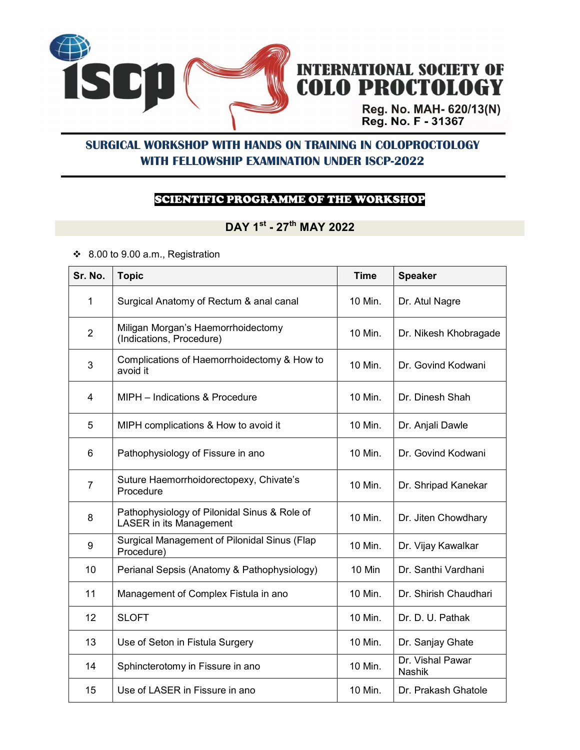# INTERNATIONAL SOCIETY OF COLO PROCTOLOGY

Reg. No. MAH- 620/13(N)
Reg. No. F - 31367

## SURGICAL WORKSHOP WITH HANDS ON TRAINING IN COLOPROCTOLOGY WITH FELLOWSHIP EXAMINATION UNDER ISCP-2022

### SCIENTIFIC PROGRAMME OF THE WORKSHOP

### DAY 1st - 27th MAY 2022

- 8.00 to 9.00 a.m., Registration

| Sr. No. | Topic | Time | Speaker |
|---|---|---|---|
| 1 | Surgical Anatomy of Rectum & anal canal | 10 Min. | Dr. Atul Nagre |
| 2 | Miligan Morgan's Haemorrhoidectomy (Indications, Procedure) | 10 Min. | Dr. Nikesh Khobragade |
| 3 | Complications of Haemorrhoidectomy & How to avoid it | 10 Min. | Dr. Govind Kodwani |
| 4 | MIPH – Indications & Procedure | 10 Min. | Dr. Dinesh Shah |
| 5 | MIPH complications & How to avoid it | 10 Min. | Dr. Anjali Dawle |
| 6 | Pathophysiology of Fissure in ano | 10 Min. | Dr. Govind Kodwani |
| 7 | Suture Haemorrhoidorectopexy, Chivate's Procedure | 10 Min. | Dr. Shripad Kanekar |
| 8 | Pathophysiology of Pilonidal Sinus & Role of LASER in its Management | 10 Min. | Dr. Jiten Chowdhary |
| 9 | Surgical Management of Pilonidal Sinus (Flap Procedure) | 10 Min. | Dr. Vijay Kawalkar |
| 10 | Perianal Sepsis (Anatomy & Pathophysiology) | 10 Min | Dr. Santhi Vardhani |
| 11 | Management of Complex Fistula in ano | 10 Min. | Dr. Shirish Chaudhari |
| 12 | SLOFT | 10 Min. | Dr. D. U. Pathak |
| 13 | Use of Seton in Fistula Surgery | 10 Min. | Dr. Sanjay Ghate |
| 14 | Sphincterotomy in Fissure in ano | 10 Min. | Dr. Vishal Pawar Nashik |
| 15 | Use of LASER in Fissure in ano | 10 Min. | Dr. Prakash Ghatole |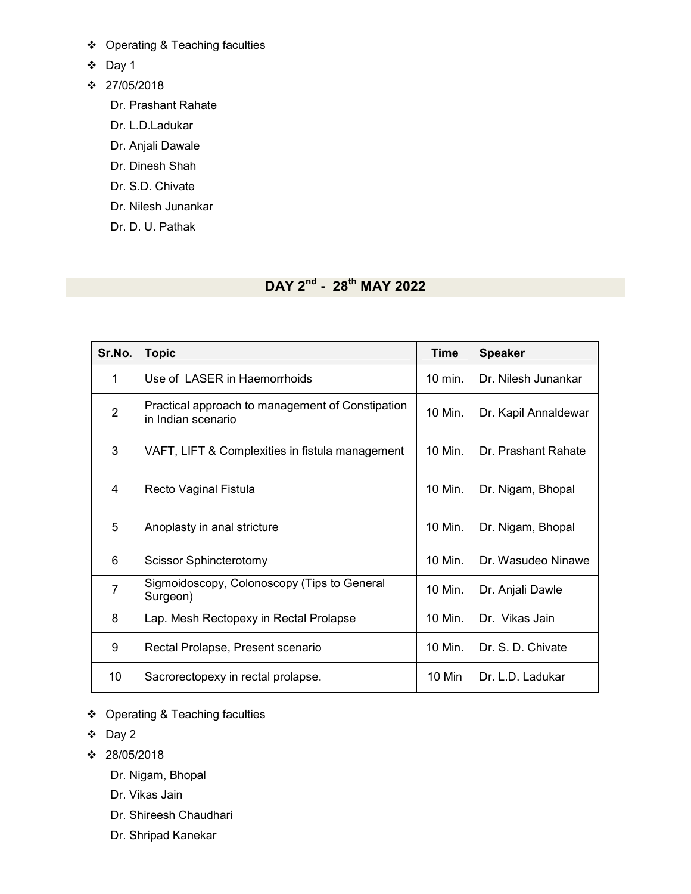- Operating & Teaching faculties
- Day 1
- 27/05/2018

  Dr. Prashant Rahate
  Dr. L.D.Ladukar
  Dr. Anjali Dawale
  Dr. Dinesh Shah
  Dr. S.D. Chivate
  Dr. Nilesh Junankar
  Dr. D. U. Pathak

## DAY 2nd - 28th MAY 2022

| Sr.No. | Topic | Time | Speaker |
|---|---|---|---|
| 1 | Use of LASER in Haemorrhoids | 10 min. | Dr. Nilesh Junankar |
| 2 | Practical approach to management of Constipation in Indian scenario | 10 Min. | Dr. Kapil Annaldewar |
| 3 | VAFT, LIFT & Complexities in fistula management | 10 Min. | Dr. Prashant Rahate |
| 4 | Recto Vaginal Fistula | 10 Min. | Dr. Nigam, Bhopal |
| 5 | Anoplasty in anal stricture | 10 Min. | Dr. Nigam, Bhopal |
| 6 | Scissor Sphincterotomy | 10 Min. | Dr. Wasudeo Ninawe |
| 7 | Sigmoidoscopy, Colonoscopy (Tips to General Surgeon) | 10 Min. | Dr. Anjali Dawle |
| 8 | Lap. Mesh Rectopexy in Rectal Prolapse | 10 Min. | Dr. Vikas Jain |
| 9 | Rectal Prolapse, Present scenario | 10 Min. | Dr. S. D. Chivate |
| 10 | Sacrorectopexy in rectal prolapse. | 10 Min | Dr. L.D. Ladukar |

- Operating & Teaching faculties
- Day 2
- 28/05/2018

  Dr. Nigam, Bhopal
  Dr. Vikas Jain
  Dr. Shireesh Chaudhari
  Dr. Shripad Kanekar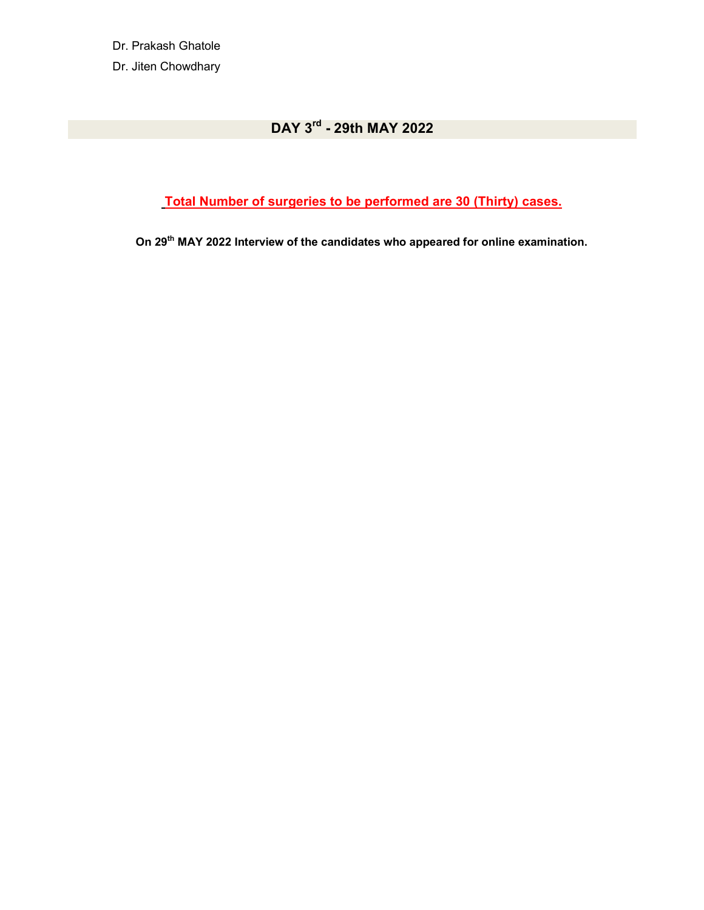Dr. Prakash Ghatole

Dr. Jiten Chowdhary

## DAY 3rd - 29th MAY 2022

**Total Number of surgeries to be performed are 30 (Thirty) cases.**

**On 29th MAY 2022 Interview of the candidates who appeared for online examination.**